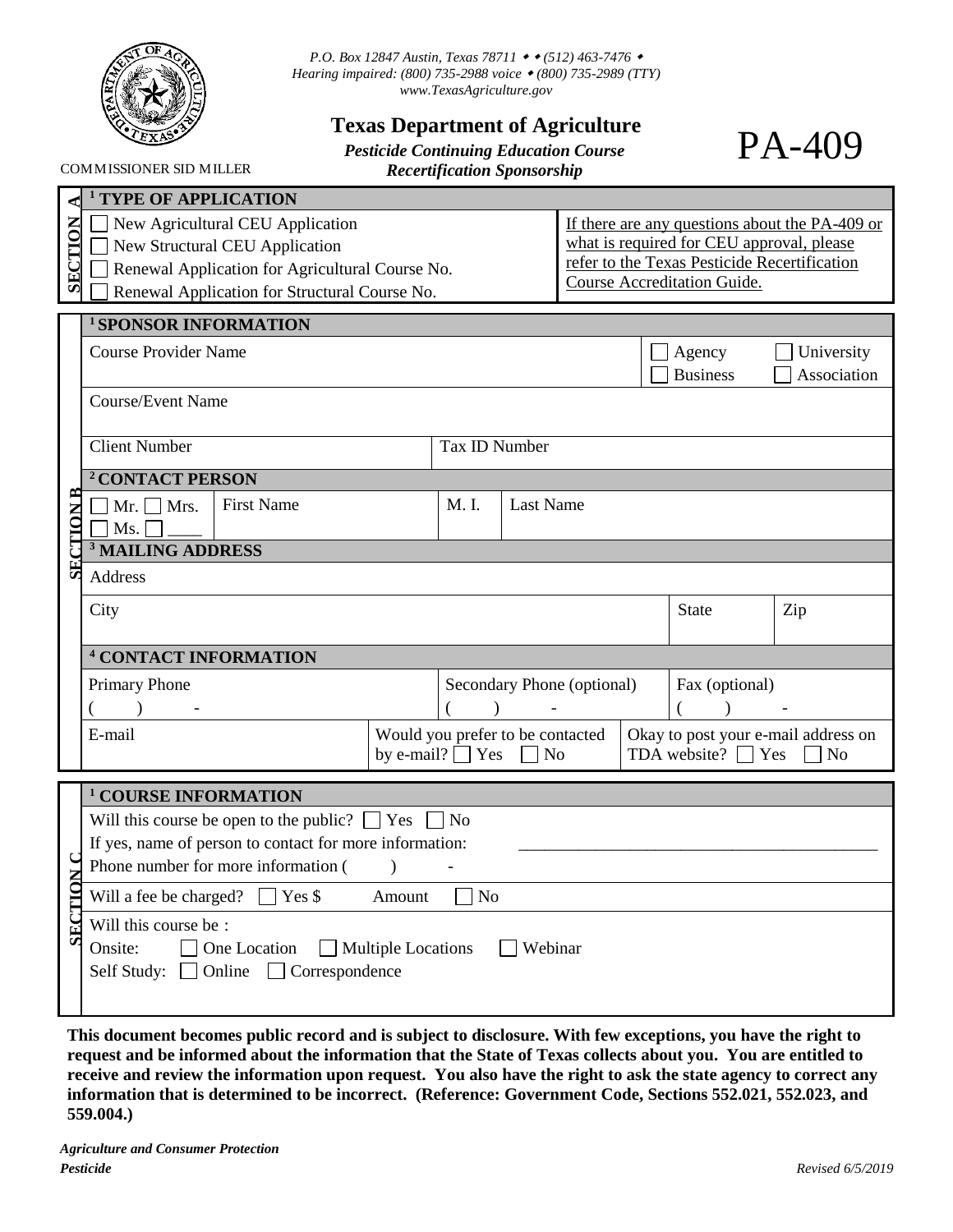P.O. Box 12847 Austin, Texas 78711 • (512) 463-7476 •
Hearing impaired: (800) 735-2988 voice • (800) 735-2989 (TTY)
www.TexasAgriculture.gov

COMMISSIONER SID MILLER

# Texas Department of Agriculture

***Pesticide Continuing Education Course Recertification Sponsorship***

# PA-409

## SECTION A

**[1] TYPE OF APPLICATION**

- ☐ New Agricultural CEU Application
- ☐ New Structural CEU Application
- ☐ Renewal Application for Agricultural Course No.
- ☐ Renewal Application for Structural Course No.

If there are any questions about the PA-409 or what is required for CEU approval, please refer to the Texas Pesticide Recertification Course Accreditation Guide.

## SECTION B

**[1] SPONSOR INFORMATION**

| Course Provider Name | | ☐ Agency ☐ University ☐ Business ☐ Association |
|---|---|---|
| Course/Event Name | | |
| Client Number | Tax ID Number | |

**[2] CONTACT PERSON**

| ☐ Mr. ☐ Mrs. ☐ Ms. ☐ ____ | First Name | M. I. | Last Name |
|---|---|---|---|

**[3] MAILING ADDRESS**

| Address | | |
|---|---|---|
| City | State | Zip |

**[4] CONTACT INFORMATION**

| Primary Phone ( ) - | Secondary Phone (optional) ( ) - | Fax (optional) ( ) - |
|---|---|---|
| E-mail | Would you prefer to be contacted by e-mail? ☐ Yes ☐ No | Okay to post your e-mail address on TDA website? ☐ Yes ☐ No |

## SECTION C

**[1] COURSE INFORMATION**

Will this course be open to the public? ☐ Yes ☐ No

If yes, name of person to contact for more information: ____________________________________________

Phone number for more information ( ) -

Will a fee be charged? ☐ Yes $ Amount ☐ No

Will this course be :

Onsite: ☐ One Location ☐ Multiple Locations ☐ Webinar

Self Study: ☐ Online ☐ Correspondence

**This document becomes public record and is subject to disclosure. With few exceptions, you have the right to request and be informed about the information that the State of Texas collects about you. You are entitled to receive and review the information upon request. You also have the right to ask the state agency to correct any information that is determined to be incorrect. (Reference: Government Code, Sections 552.021, 552.023, and 559.004.)**

***Agriculture and Consumer Protection***
***Pesticide***

*Revised 6/5/2019*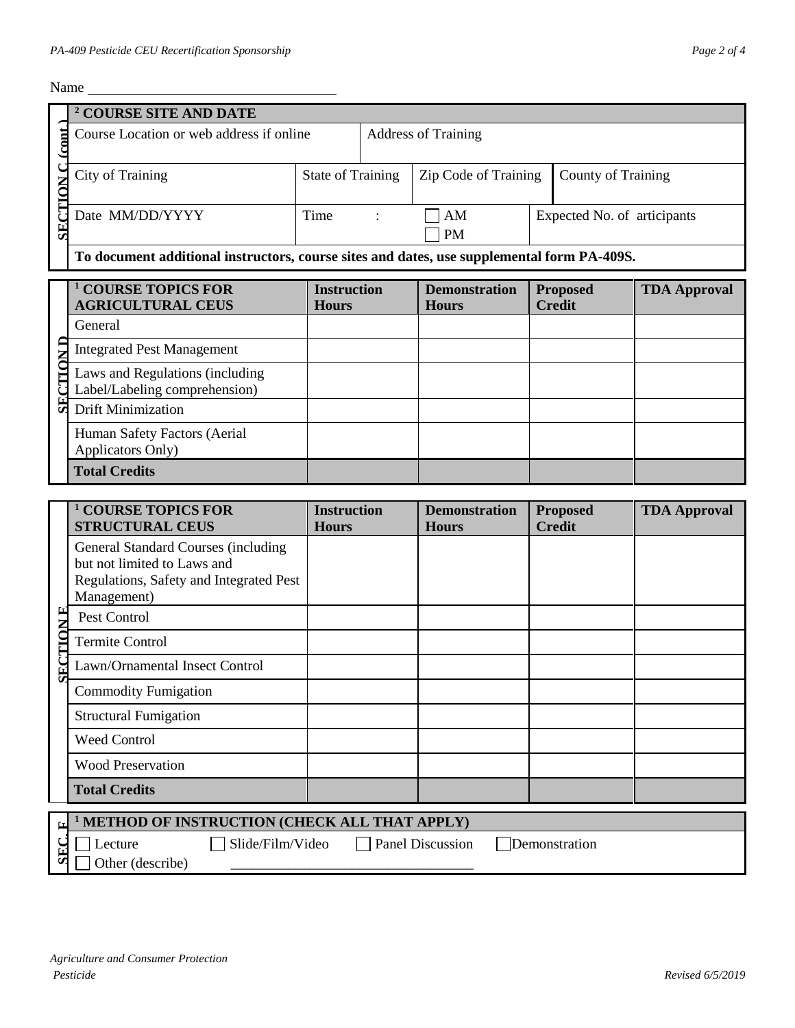Name ___________________________________

**SECTION C (cont.)**

| [2] COURSE SITE AND DATE | | | |
|---|---|---|---|
| Course Location or web address if online | Address of Training | | |
| City of Training | State of Training | Zip Code of Training | County of Training |
| Date MM/DD/YYYY | Time : | ☐ AM ☐ PM | Expected No. of articipants |

**To document additional instructors, course sites and dates, use supplemental form PA-409S.**

**SECTION D**

| [1] COURSE TOPICS FOR AGRICULTURAL CEUS | Instruction Hours | Demonstration Hours | Proposed Credit | TDA Approval |
|---|---|---|---|---|
| General | | | | |
| Integrated Pest Management | | | | |
| Laws and Regulations (including Label/Labeling comprehension) | | | | |
| Drift Minimization | | | | |
| Human Safety Factors (Aerial Applicators Only) | | | | |
| **Total Credits** | | | | |

**SECTION E**

| [1] COURSE TOPICS FOR STRUCTURAL CEUS | Instruction Hours | Demonstration Hours | Proposed Credit | TDA Approval |
|---|---|---|---|---|
| General Standard Courses (including but not limited to Laws and Regulations, Safety and Integrated Pest Management) | | | | |
| Pest Control | | | | |
| Termite Control | | | | |
| Lawn/Ornamental Insect Control | | | | |
| Commodity Fumigation | | | | |
| Structural Fumigation | | | | |
| Weed Control | | | | |
| Wood Preservation | | | | |
| **Total Credits** | | | | |

**SEC. F**

**[1] METHOD OF INSTRUCTION (CHECK ALL THAT APPLY)**

☐ Lecture ☐ Slide/Film/Video ☐ Panel Discussion ☐ Demonstration

☐ Other (describe) ________________________________

*Agriculture and Consumer Protection*
*Pesticide*

*Revised 6/5/2019*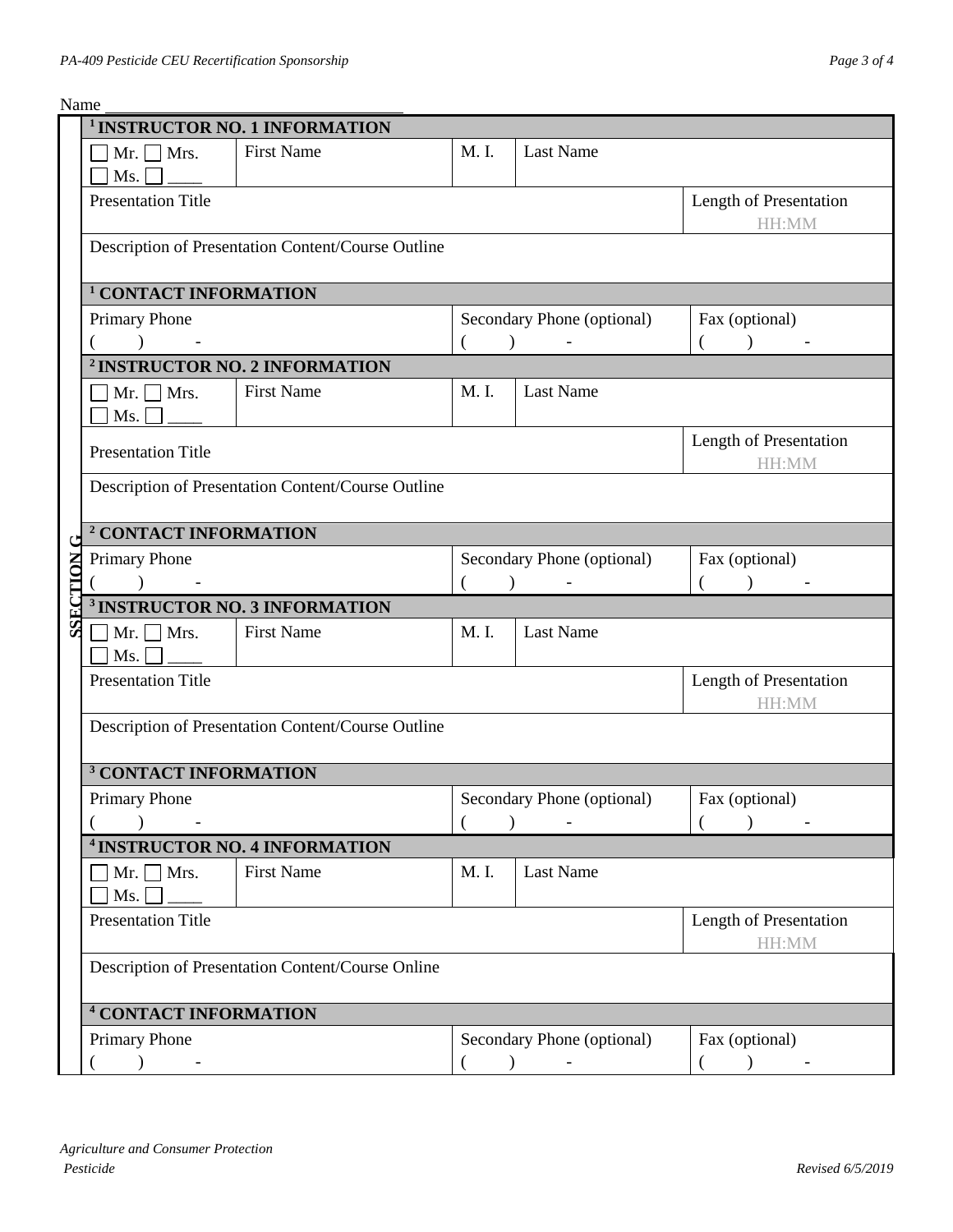Name ___________________________________

**SECTION G**

| [1] INSTRUCTOR NO. 1 INFORMATION | | | | |
|---|---|---|---|---|
| ☐ Mr. ☐ Mrs. ☐ Ms. ☐ ____ | First Name | M. I. | Last Name | |
| Presentation Title | | | | Length of Presentation HH:MM |
| Description of Presentation Content/Course Outline | | | | |
| **[1] CONTACT INFORMATION** | | | | |
| Primary Phone ( ) - | | Secondary Phone (optional) ( ) - | | Fax (optional) ( ) - |
| **[2] INSTRUCTOR NO. 2 INFORMATION** | | | | |
| ☐ Mr. ☐ Mrs. ☐ Ms. ☐ ____ | First Name | M. I. | Last Name | |
| Presentation Title | | | | Length of Presentation HH:MM |
| Description of Presentation Content/Course Outline | | | | |
| **[2] CONTACT INFORMATION** | | | | |
| Primary Phone ( ) - | | Secondary Phone (optional) ( ) - | | Fax (optional) ( ) - |
| **[3] INSTRUCTOR NO. 3 INFORMATION** | | | | |
| ☐ Mr. ☐ Mrs. ☐ Ms. ☐ ____ | First Name | M. I. | Last Name | |
| Presentation Title | | | | Length of Presentation HH:MM |
| Description of Presentation Content/Course Outline | | | | |
| **[3] CONTACT INFORMATION** | | | | |
| Primary Phone ( ) - | | Secondary Phone (optional) ( ) - | | Fax (optional) ( ) - |
| **[4] INSTRUCTOR NO. 4 INFORMATION** | | | | |
| ☐ Mr. ☐ Mrs. ☐ Ms. ☐ ____ | First Name | M. I. | Last Name | |
| Presentation Title | | | | Length of Presentation HH:MM |
| Description of Presentation Content/Course Online | | | | |
| **[4] CONTACT INFORMATION** | | | | |
| Primary Phone ( ) - | | Secondary Phone (optional) ( ) - | | Fax (optional) ( ) - |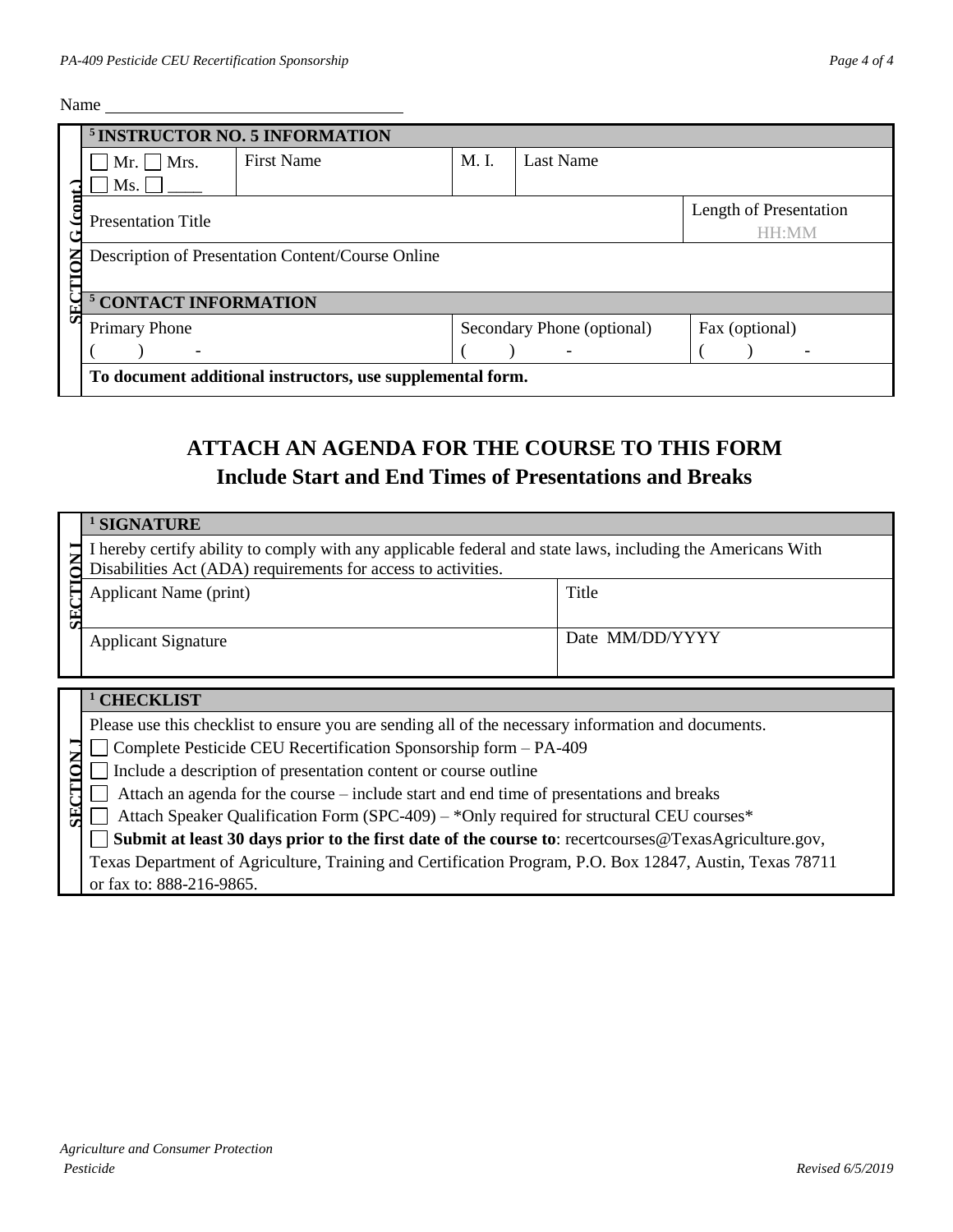Name ___________________________________

**SECTION G (cont.)**

| [5] INSTRUCTOR NO. 5 INFORMATION | | | | |
|---|---|---|---|---|
| ☐ Mr. ☐ Mrs. ☐ Ms. ☐ ____ | First Name | M. I. | Last Name | |
| Presentation Title | | | | Length of Presentation HH:MM |
| Description of Presentation Content/Course Online | | | | |

| [5] CONTACT INFORMATION | | |
|---|---|---|
| Primary Phone | Secondary Phone (optional) | Fax (optional) |
| (    )    - | (    )    - | (    )    - |

**To document additional instructors, use supplemental form.**

## ATTACH AN AGENDA FOR THE COURSE TO THIS FORM
## Include Start and End Times of Presentations and Breaks

**SECTION I**

| [1] SIGNATURE | |
|---|---|
| I hereby certify ability to comply with any applicable federal and state laws, including the Americans With Disabilities Act (ADA) requirements for access to activities. | |
| Applicant Name (print) | Title |
| Applicant Signature | Date MM/DD/YYYY |

**SECTION J**

**[1] CHECKLIST**

Please use this checklist to ensure you are sending all of the necessary information and documents.

- ☐ Complete Pesticide CEU Recertification Sponsorship form – PA-409
- ☐ Include a description of presentation content or course outline
- ☐ Attach an agenda for the course – include start and end time of presentations and breaks
- ☐ Attach Speaker Qualification Form (SPC-409) – *Only required for structural CEU courses*
- ☐ **Submit at least 30 days prior to the first date of the course to**: recertcourses@TexasAgriculture.gov, Texas Department of Agriculture, Training and Certification Program, P.O. Box 12847, Austin, Texas 78711 or fax to: 888-216-9865.